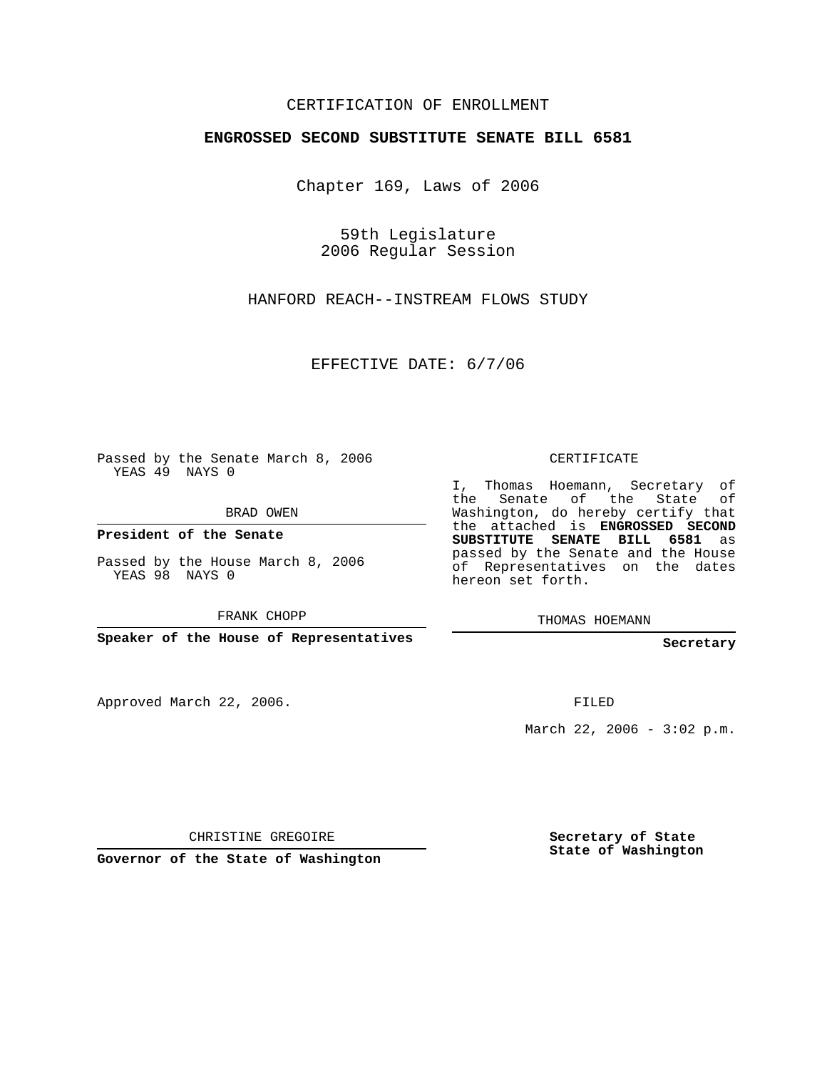CERTIFICATION OF ENROLLMENT

**ENGROSSED SECOND SUBSTITUTE SENATE BILL 6581**

Chapter 169, Laws of 2006

59th Legislature
2006 Regular Session

HANFORD REACH--INSTREAM FLOWS STUDY

EFFECTIVE DATE: 6/7/06

Passed by the Senate March 8, 2006
YEAS 49 NAYS 0

BRAD OWEN

**President of the Senate**

Passed by the House March 8, 2006
YEAS 98 NAYS 0

FRANK CHOPP

**Speaker of the House of Representatives**

Approved March 22, 2006.

CHRISTINE GREGOIRE

**Governor of the State of Washington**

CERTIFICATE

I, Thomas Hoemann, Secretary of the Senate of the State of Washington, do hereby certify that the attached is **ENGROSSED SECOND SUBSTITUTE SENATE BILL 6581** as passed by the Senate and the House of Representatives on the dates hereon set forth.

THOMAS HOEMANN

**Secretary**

FILED

March 22, 2006 - 3:02 p.m.

**Secretary of State**
**State of Washington**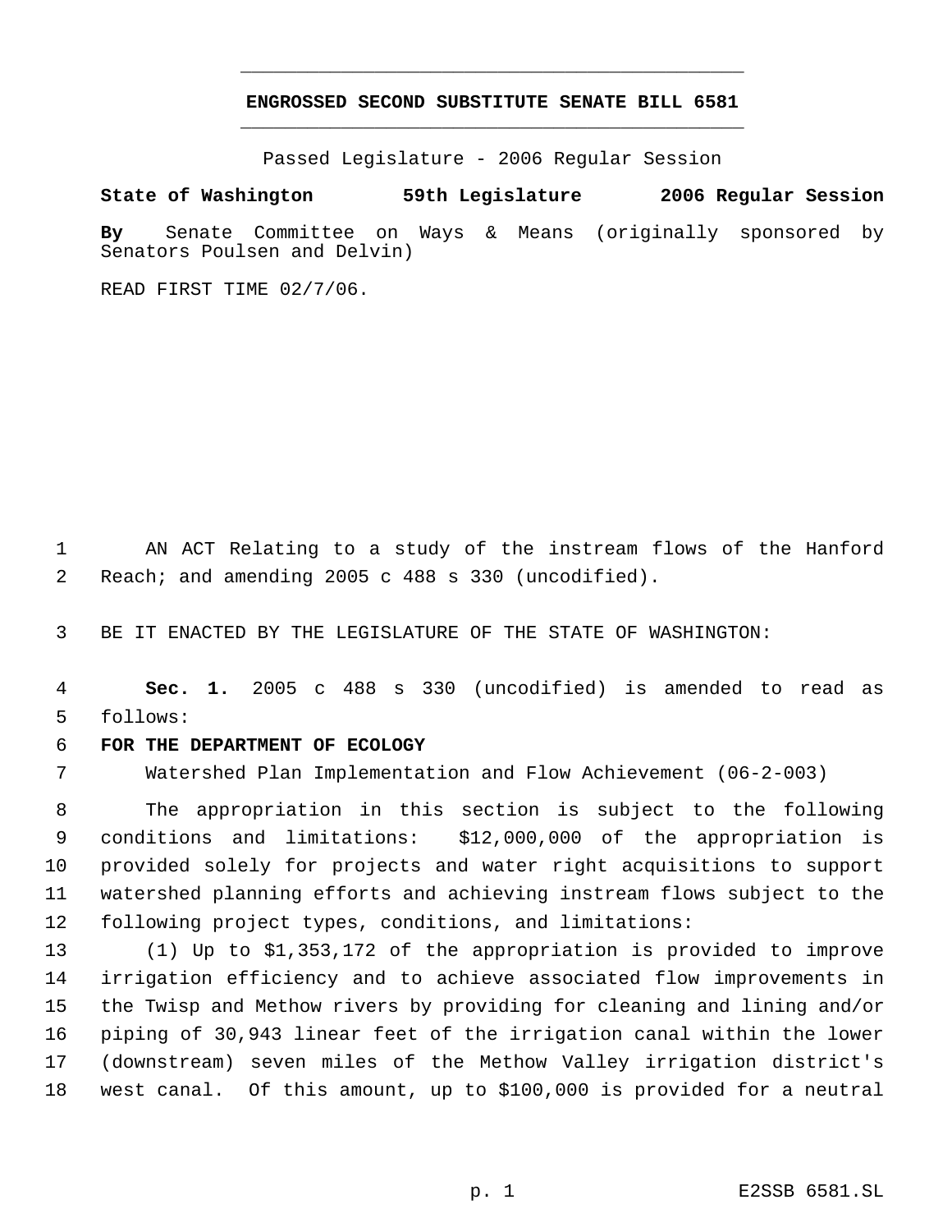# ENGROSSED SECOND SUBSTITUTE SENATE BILL 6581

Passed Legislature - 2006 Regular Session

**State of Washington 59th Legislature 2006 Regular Session**

**By** Senate Committee on Ways & Means (originally sponsored by Senators Poulsen and Delvin)

READ FIRST TIME 02/7/06.

AN ACT Relating to a study of the instream flows of the Hanford Reach; and amending 2005 c 488 s 330 (uncodified).

BE IT ENACTED BY THE LEGISLATURE OF THE STATE OF WASHINGTON:

**Sec. 1.** 2005 c 488 s 330 (uncodified) is amended to read as follows:

**FOR THE DEPARTMENT OF ECOLOGY**

Watershed Plan Implementation and Flow Achievement (06-2-003)

The appropriation in this section is subject to the following conditions and limitations: $12,000,000 of the appropriation is provided solely for projects and water right acquisitions to support watershed planning efforts and achieving instream flows subject to the following project types, conditions, and limitations:

(1) Up to $1,353,172 of the appropriation is provided to improve irrigation efficiency and to achieve associated flow improvements in the Twisp and Methow rivers by providing for cleaning and lining and/or piping of 30,943 linear feet of the irrigation canal within the lower (downstream) seven miles of the Methow Valley irrigation district's west canal. Of this amount, up to $100,000 is provided for a neutral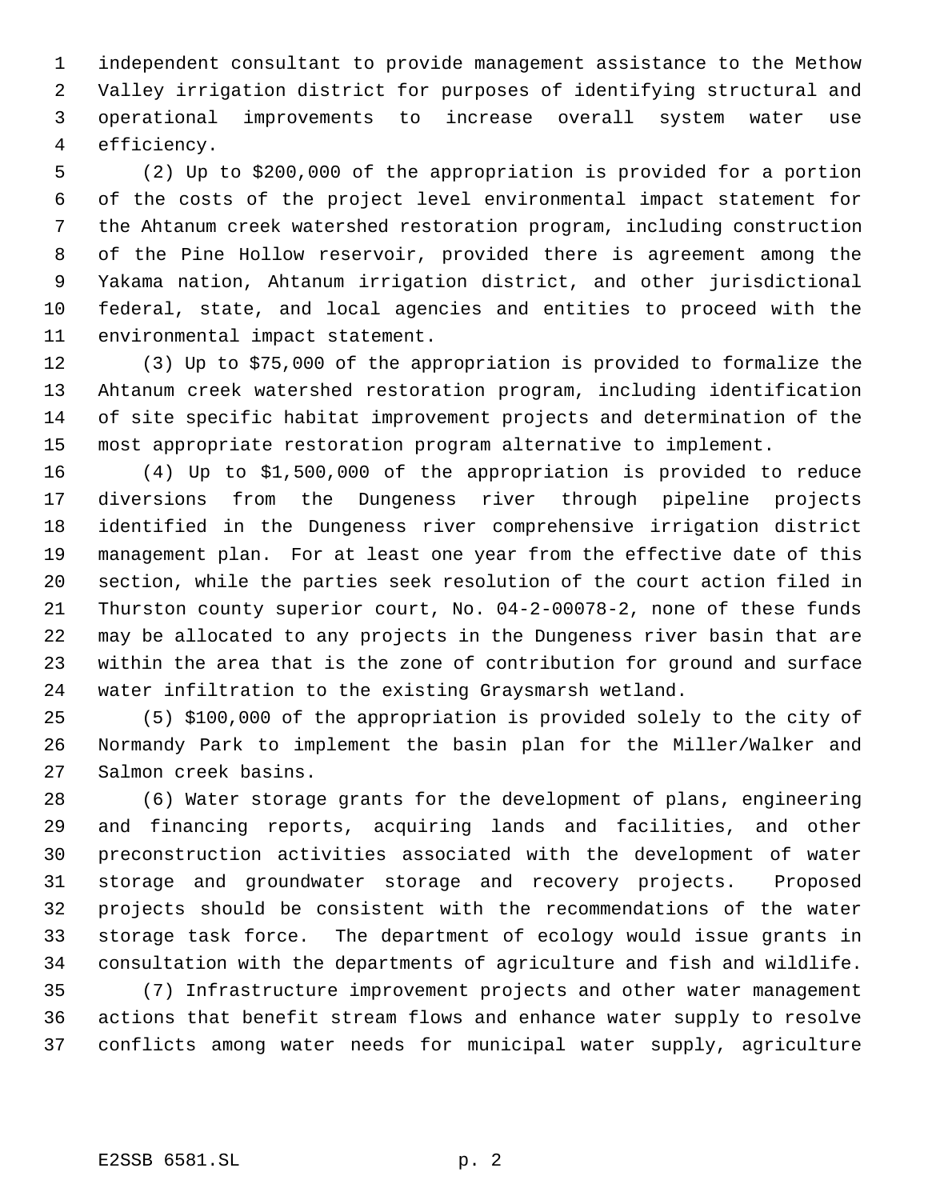independent consultant to provide management assistance to the Methow Valley irrigation district for purposes of identifying structural and operational improvements to increase overall system water use efficiency.

(2) Up to $200,000 of the appropriation is provided for a portion of the costs of the project level environmental impact statement for the Ahtanum creek watershed restoration program, including construction of the Pine Hollow reservoir, provided there is agreement among the Yakama nation, Ahtanum irrigation district, and other jurisdictional federal, state, and local agencies and entities to proceed with the environmental impact statement.

(3) Up to $75,000 of the appropriation is provided to formalize the Ahtanum creek watershed restoration program, including identification of site specific habitat improvement projects and determination of the most appropriate restoration program alternative to implement.

(4) Up to $1,500,000 of the appropriation is provided to reduce diversions from the Dungeness river through pipeline projects identified in the Dungeness river comprehensive irrigation district management plan. For at least one year from the effective date of this section, while the parties seek resolution of the court action filed in Thurston county superior court, No. 04-2-00078-2, none of these funds may be allocated to any projects in the Dungeness river basin that are within the area that is the zone of contribution for ground and surface water infiltration to the existing Graysmarsh wetland.

(5) $100,000 of the appropriation is provided solely to the city of Normandy Park to implement the basin plan for the Miller/Walker and Salmon creek basins.

(6) Water storage grants for the development of plans, engineering and financing reports, acquiring lands and facilities, and other preconstruction activities associated with the development of water storage and groundwater storage and recovery projects. Proposed projects should be consistent with the recommendations of the water storage task force. The department of ecology would issue grants in consultation with the departments of agriculture and fish and wildlife.

(7) Infrastructure improvement projects and other water management actions that benefit stream flows and enhance water supply to resolve conflicts among water needs for municipal water supply, agriculture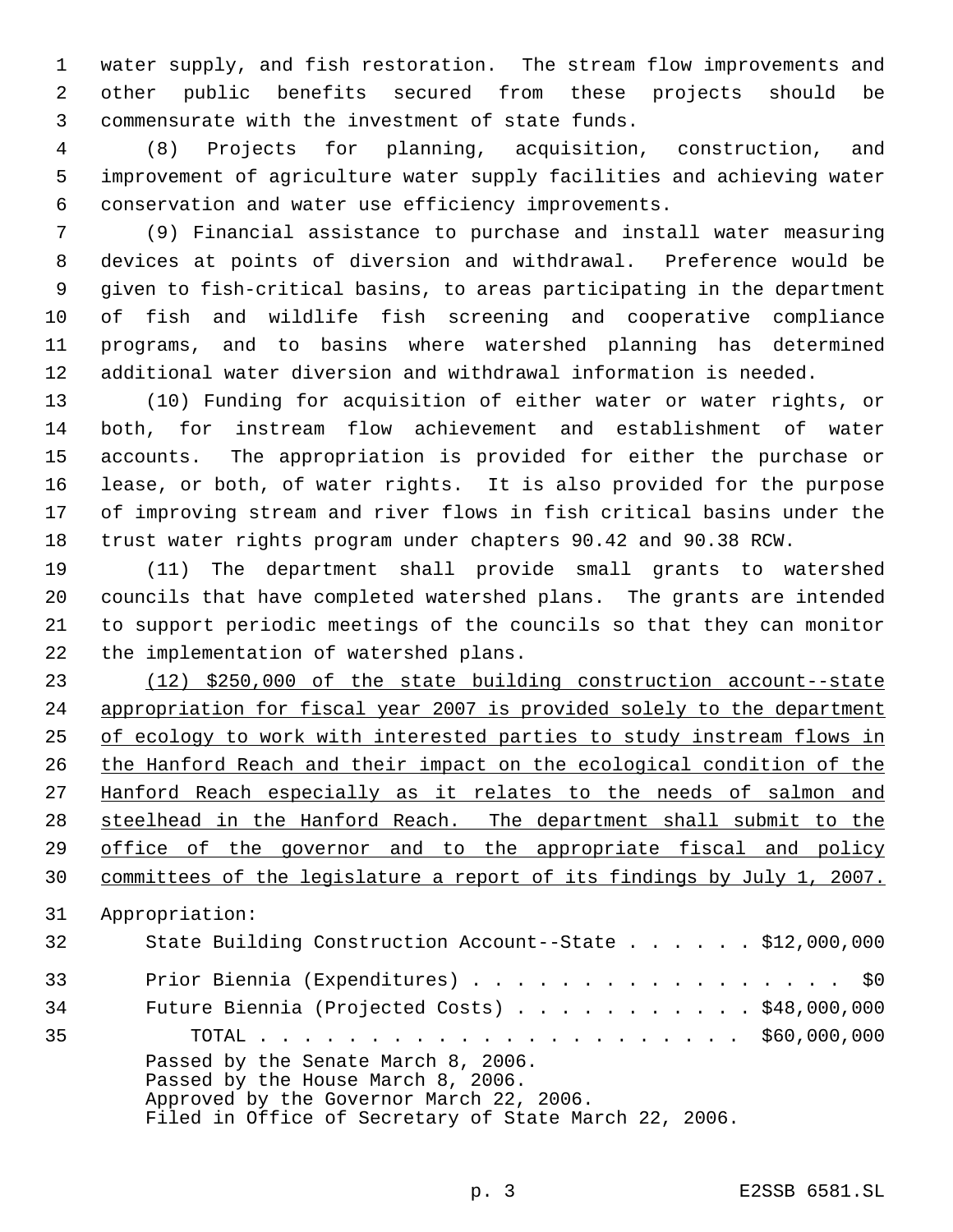water supply, and fish restoration. The stream flow improvements and other public benefits secured from these projects should be commensurate with the investment of state funds.

(8) Projects for planning, acquisition, construction, and improvement of agriculture water supply facilities and achieving water conservation and water use efficiency improvements.

(9) Financial assistance to purchase and install water measuring devices at points of diversion and withdrawal. Preference would be given to fish-critical basins, to areas participating in the department of fish and wildlife fish screening and cooperative compliance programs, and to basins where watershed planning has determined additional water diversion and withdrawal information is needed.

(10) Funding for acquisition of either water or water rights, or both, for instream flow achievement and establishment of water accounts. The appropriation is provided for either the purchase or lease, or both, of water rights. It is also provided for the purpose of improving stream and river flows in fish critical basins under the trust water rights program under chapters 90.42 and 90.38 RCW.

(11) The department shall provide small grants to watershed councils that have completed watershed plans. The grants are intended to support periodic meetings of the councils so that they can monitor the implementation of watershed plans.

<u>(12) $250,000 of the state building construction account--state appropriation for fiscal year 2007 is provided solely to the department of ecology to work with interested parties to study instream flows in the Hanford Reach and their impact on the ecological condition of the Hanford Reach especially as it relates to the needs of salmon and steelhead in the Hanford Reach. The department shall submit to the office of the governor and to the appropriate fiscal and policy committees of the legislature a report of its findings by July 1, 2007.</u>

Appropriation:

| | |
|---|---|
| State Building Construction Account--State | $12,000,000 |
| Prior Biennia (Expenditures) | $0 |
| Future Biennia (Projected Costs) | $48,000,000 |
| TOTAL | $60,000,000 |

Passed by the Senate March 8, 2006.
Passed by the House March 8, 2006.
Approved by the Governor March 22, 2006.
Filed in Office of Secretary of State March 22, 2006.